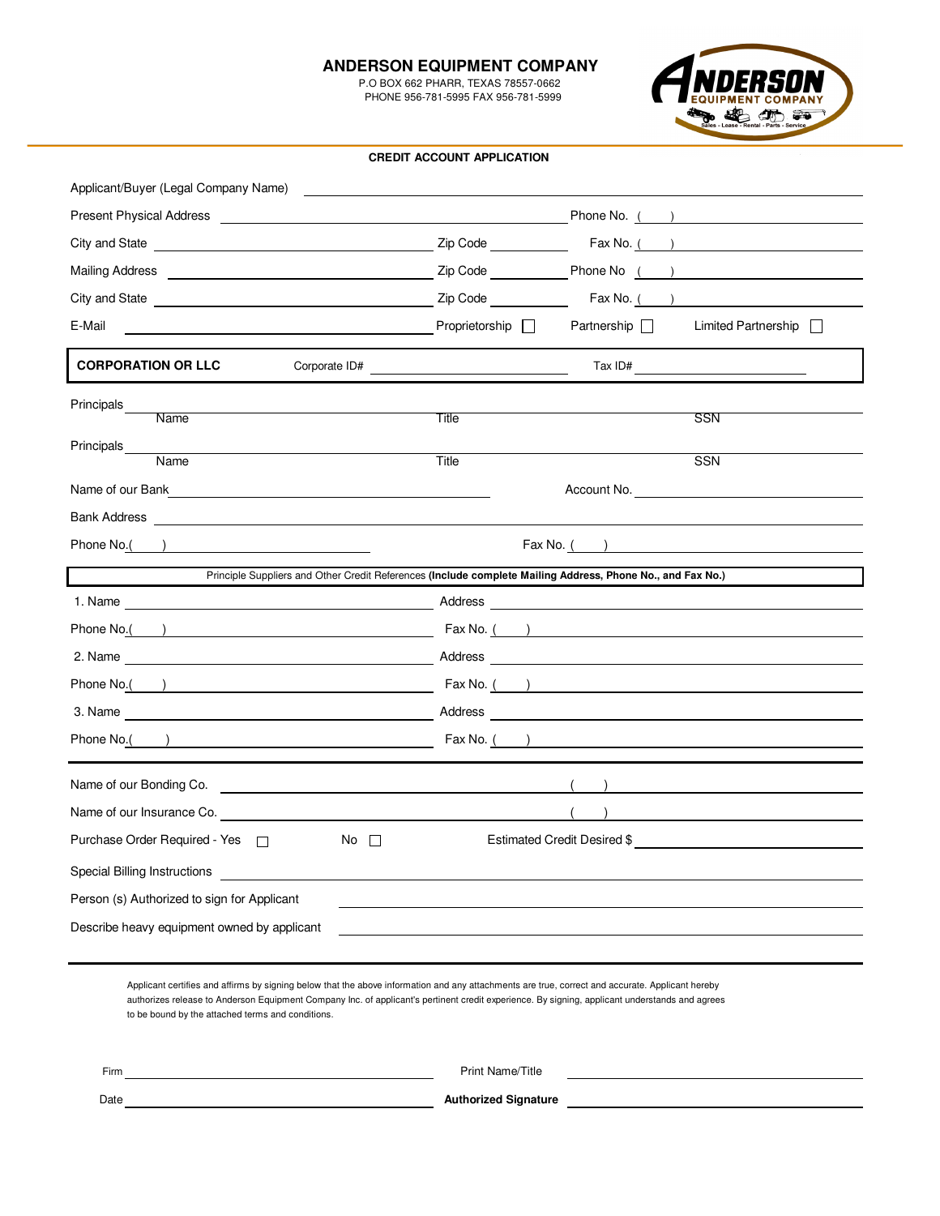# ANDERSON EQUIPMENT COMPANY

P.O BOX 662 PHARR, TEXAS 78557-0662
PHONE 956-781-5995 FAX 956-781-5999

## CREDIT ACCOUNT APPLICATION

Applicant/Buyer (Legal Company Name) ______________________________

Present Physical Address ______________________________ Phone No. ( ) ______________

City and State ______________________ Zip Code __________ Fax No. ( ) ______________

Mailing Address ______________________ Zip Code __________ Phone No ( ) ______________

City and State ______________________ Zip Code __________ Fax No. ( ) ______________

E-Mail ______________________ Proprietorship ☐ Partnership ☐ Limited Partnership ☐

**CORPORATION OR LLC** Corporate ID# ______________ Tax ID# ______________

Principals ______________________________________________
Name Title SSN

Principals ______________________________________________
Name Title SSN

Name of our Bank ______________________ Account No. ______________

Bank Address ______________________________

Phone No.( ) ______________ Fax No. ( ) ______________

Principle Suppliers and Other Credit References **(Include complete Mailing Address, Phone No., and Fax No.)**

1. Name ______________________ Address ______________________

Phone No.( ) ______________ Fax No. ( ) ______________

2. Name ______________________ Address ______________________

Phone No.( ) ______________ Fax No. ( ) ______________

3. Name ______________________ Address ______________________

Phone No.( ) ______________ Fax No. ( ) ______________

Name of our Bonding Co. ______________________ ( ) ______________

Name of our Insurance Co. ______________________ ( ) ______________

Purchase Order Required - Yes ☐ No ☐ Estimated Credit Desired $ ______________

Special Billing Instructions ______________________________

Person (s) Authorized to sign for Applicant ______________________________

Describe heavy equipment owned by applicant ______________________________

Applicant certifies and affirms by signing below that the above information and any attachments are true, correct and accurate. Applicant hereby authorizes release to Anderson Equipment Company Inc. of applicant's pertinent credit experience. By signing, applicant understands and agrees to be bound by the attached terms and conditions.

Firm ______________________ Print Name/Title ______________________

Date ______________________ **Authorized Signature** ______________________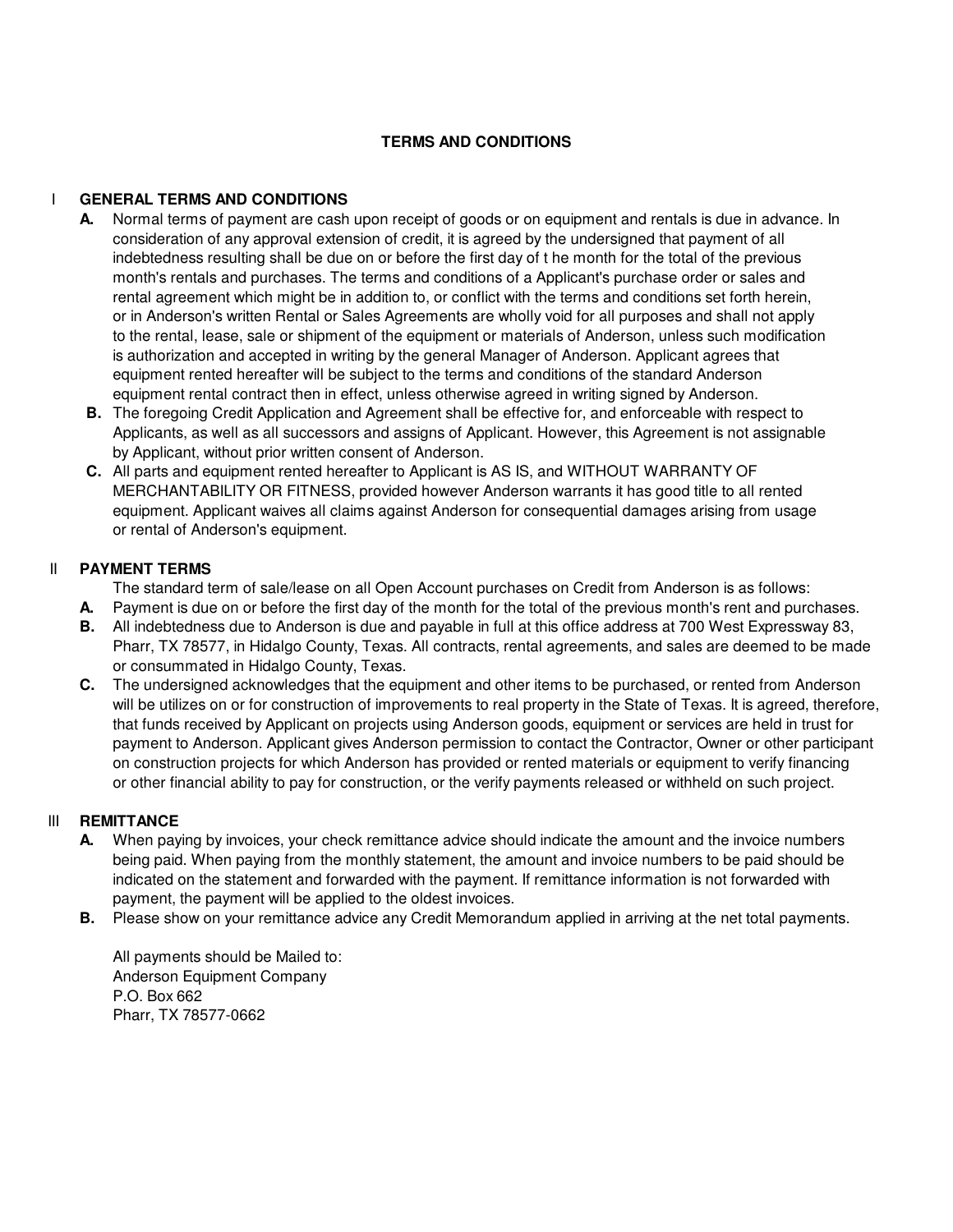# TERMS AND CONDITIONS

## I GENERAL TERMS AND CONDITIONS

**A.** Normal terms of payment are cash upon receipt of goods or on equipment and rentals is due in advance. In consideration of any approval extension of credit, it is agreed by the undersigned that payment of all indebtedness resulting shall be due on or before the first day of t he month for the total of the previous month's rentals and purchases. The terms and conditions of a Applicant's purchase order or sales and rental agreement which might be in addition to, or conflict with the terms and conditions set forth herein, or in Anderson's written Rental or Sales Agreements are wholly void for all purposes and shall not apply to the rental, lease, sale or shipment of the equipment or materials of Anderson, unless such modification is authorization and accepted in writing by the general Manager of Anderson. Applicant agrees that equipment rented hereafter will be subject to the terms and conditions of the standard Anderson equipment rental contract then in effect, unless otherwise agreed in writing signed by Anderson.

**B.** The foregoing Credit Application and Agreement shall be effective for, and enforceable with respect to Applicants, as well as all successors and assigns of Applicant. However, this Agreement is not assignable by Applicant, without prior written consent of Anderson.

**C.** All parts and equipment rented hereafter to Applicant is AS IS, and WITHOUT WARRANTY OF MERCHANTABILITY OR FITNESS, provided however Anderson warrants it has good title to all rented equipment. Applicant waives all claims against Anderson for consequential damages arising from usage or rental of Anderson's equipment.

## II PAYMENT TERMS

The standard term of sale/lease on all Open Account purchases on Credit from Anderson is as follows:

**A.** Payment is due on or before the first day of the month for the total of the previous month's rent and purchases.

**B.** All indebtedness due to Anderson is due and payable in full at this office address at 700 West Expressway 83, Pharr, TX 78577, in Hidalgo County, Texas. All contracts, rental agreements, and sales are deemed to be made or consummated in Hidalgo County, Texas.

**C.** The undersigned acknowledges that the equipment and other items to be purchased, or rented from Anderson will be utilizes on or for construction of improvements to real property in the State of Texas. It is agreed, therefore, that funds received by Applicant on projects using Anderson goods, equipment or services are held in trust for payment to Anderson. Applicant gives Anderson permission to contact the Contractor, Owner or other participant on construction projects for which Anderson has provided or rented materials or equipment to verify financing or other financial ability to pay for construction, or the verify payments released or withheld on such project.

## III REMITTANCE

**A.** When paying by invoices, your check remittance advice should indicate the amount and the invoice numbers being paid. When paying from the monthly statement, the amount and invoice numbers to be paid should be indicated on the statement and forwarded with the payment. If remittance information is not forwarded with payment, the payment will be applied to the oldest invoices.

**B.** Please show on your remittance advice any Credit Memorandum applied in arriving at the net total payments.

All payments should be Mailed to:
Anderson Equipment Company
P.O. Box 662
Pharr, TX 78577-0662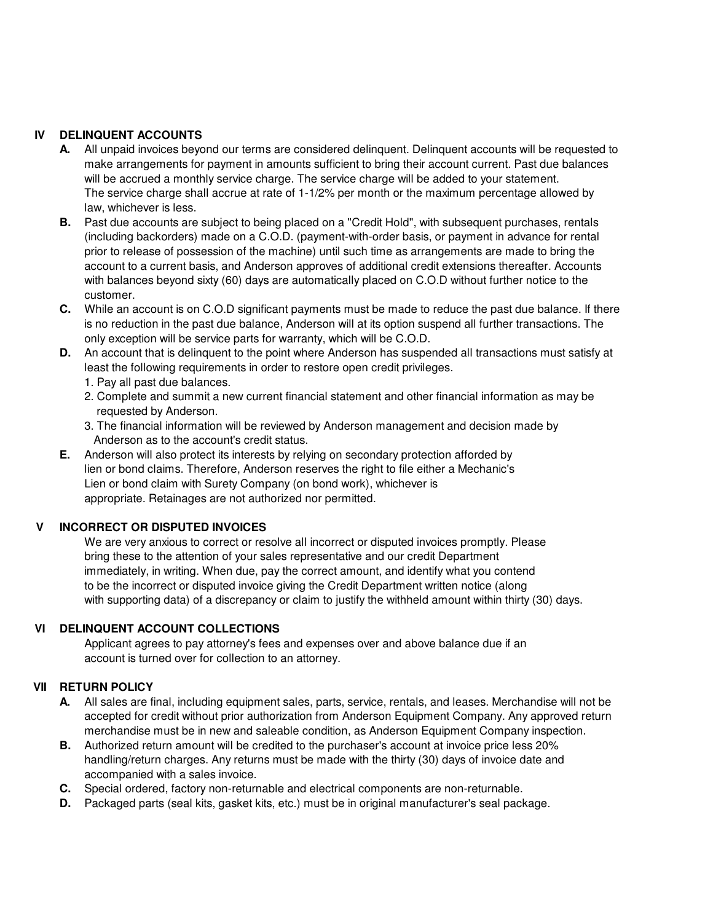## IV DELINQUENT ACCOUNTS

**A.** All unpaid invoices beyond our terms are considered delinquent. Delinquent accounts will be requested to make arrangements for payment in amounts sufficient to bring their account current. Past due balances will be accrued a monthly service charge. The service charge will be added to your statement. The service charge shall accrue at rate of 1-1/2% per month or the maximum percentage allowed by law, whichever is less.

**B.** Past due accounts are subject to being placed on a "Credit Hold", with subsequent purchases, rentals (including backorders) made on a C.O.D. (payment-with-order basis, or payment in advance for rental prior to release of possession of the machine) until such time as arrangements are made to bring the account to a current basis, and Anderson approves of additional credit extensions thereafter. Accounts with balances beyond sixty (60) days are automatically placed on C.O.D without further notice to the customer.

**C.** While an account is on C.O.D significant payments must be made to reduce the past due balance. If there is no reduction in the past due balance, Anderson will at its option suspend all further transactions. The only exception will be service parts for warranty, which will be C.O.D.

**D.** An account that is delinquent to the point where Anderson has suspended all transactions must satisfy at least the following requirements in order to restore open credit privileges.

1. Pay all past due balances.
2. Complete and summit a new current financial statement and other financial information as may be requested by Anderson.
3. The financial information will be reviewed by Anderson management and decision made by Anderson as to the account's credit status.

**E.** Anderson will also protect its interests by relying on secondary protection afforded by lien or bond claims. Therefore, Anderson reserves the right to file either a Mechanic's Lien or bond claim with Surety Company (on bond work), whichever is appropriate. Retainages are not authorized nor permitted.

## V INCORRECT OR DISPUTED INVOICES

We are very anxious to correct or resolve all incorrect or disputed invoices promptly. Please bring these to the attention of your sales representative and our credit Department immediately, in writing. When due, pay the correct amount, and identify what you contend to be the incorrect or disputed invoice giving the Credit Department written notice (along with supporting data) of a discrepancy or claim to justify the withheld amount within thirty (30) days.

## VI DELINQUENT ACCOUNT COLLECTIONS

Applicant agrees to pay attorney's fees and expenses over and above balance due if an account is turned over for collection to an attorney.

## VII RETURN POLICY

**A.** All sales are final, including equipment sales, parts, service, rentals, and leases. Merchandise will not be accepted for credit without prior authorization from Anderson Equipment Company. Any approved return merchandise must be in new and saleable condition, as Anderson Equipment Company inspection.

**B.** Authorized return amount will be credited to the purchaser's account at invoice price less 20% handling/return charges. Any returns must be made with the thirty (30) days of invoice date and accompanied with a sales invoice.

**C.** Special ordered, factory non-returnable and electrical components are non-returnable.

**D.** Packaged parts (seal kits, gasket kits, etc.) must be in original manufacturer's seal package.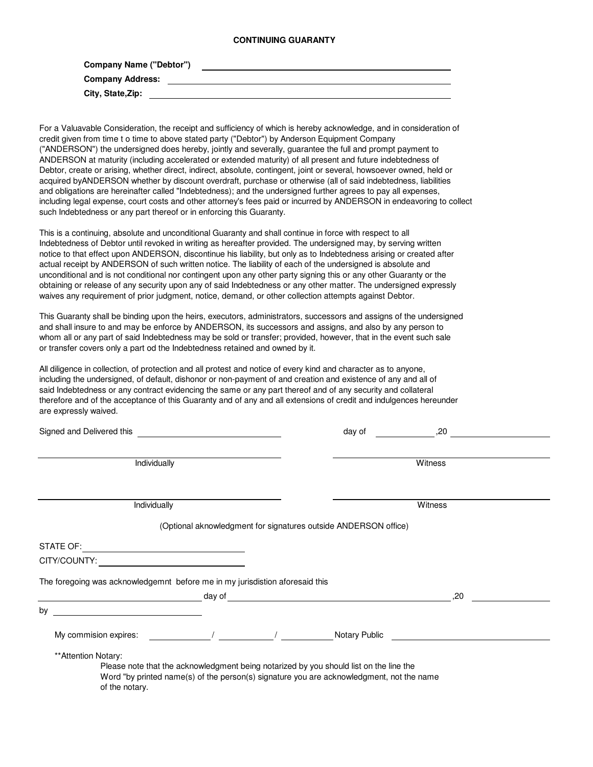# CONTINUING GUARANTY

**Company Name ("Debtor")** ______________________________

**Company Address:** ______________________________

**City, State,Zip:** ______________________________

For a Valuavable Consideration, the receipt and sufficiency of which is hereby acknowledge, and in consideration of credit given from time t o time to above stated party ("Debtor") by Anderson Equipment Company ("ANDERSON") the undersigned does hereby, jointly and severally, guarantee the full and prompt payment to ANDERSON at maturity (including accelerated or extended maturity) of all present and future indebtedness of Debtor, create or arising, whether direct, indirect, absolute, contingent, joint or several, howsoever owned, held or acquired byANDERSON whether by discount overdraft, purchase or otherwise (all of said indebtedness, liabilities and obligations are hereinafter called "Indebtedness); and the undersigned further agrees to pay all expenses, including legal expense, court costs and other attorney's fees paid or incurred by ANDERSON in endeavoring to collect such Indebtedness or any part thereof or in enforcing this Guaranty.

This is a continuing, absolute and unconditional Guaranty and shall continue in force with respect to all Indebtedness of Debtor until revoked in writing as hereafter provided. The undersigned may, by serving written notice to that effect upon ANDERSON, discontinue his liability, but only as to Indebtedness arising or created after actual receipt by ANDERSON of such written notice. The liability of each of the undersigned is absolute and unconditional and is not conditional nor contingent upon any other party signing this or any other Guaranty or the obtaining or release of any security upon any of said Indebtedness or any other matter. The undersigned expressly waives any requirement of prior judgment, notice, demand, or other collection attempts against Debtor.

This Guaranty shall be binding upon the heirs, executors, administrators, successors and assigns of the undersigned and shall insure to and may be enforce by ANDERSON, its successors and assigns, and also by any person to whom all or any part of said Indebtedness may be sold or transfer; provided, however, that in the event such sale or transfer covers only a part od the Indebtedness retained and owned by it.

All diligence in collection, of protection and all protest and notice of every kind and character as to anyone, including the undersigned, of default, dishonor or non-payment of and creation and existence of any and all of said Indebtedness or any contract evidencing the same or any part thereof and of any security and collateral therefore and of the acceptance of this Guaranty and of any and all extensions of credit and indulgences hereunder are expressly waived.

Signed and Delivered this ______________________ day of ____________ ,20 __________

______________________________ Individually

______________________________ Witness

______________________________ Individually

______________________________ Witness

(Optional aknowledgment for signatures outside ANDERSON office)

STATE OF: ______________________

CITY/COUNTY: ______________________

The foregoing was acknowledgemnt before me in my jurisdistion aforesaid this

______________________ day of ______________________ ,20 __________

by ______________________

My commision expires: ________ / ________ / ________ Notary Public ______________________

**Attention Notary:

Please note that the acknowledgment being notarized by you should list on the line the Word "by printed name(s) of the person(s) signature you are acknowledgment, not the name of the notary.